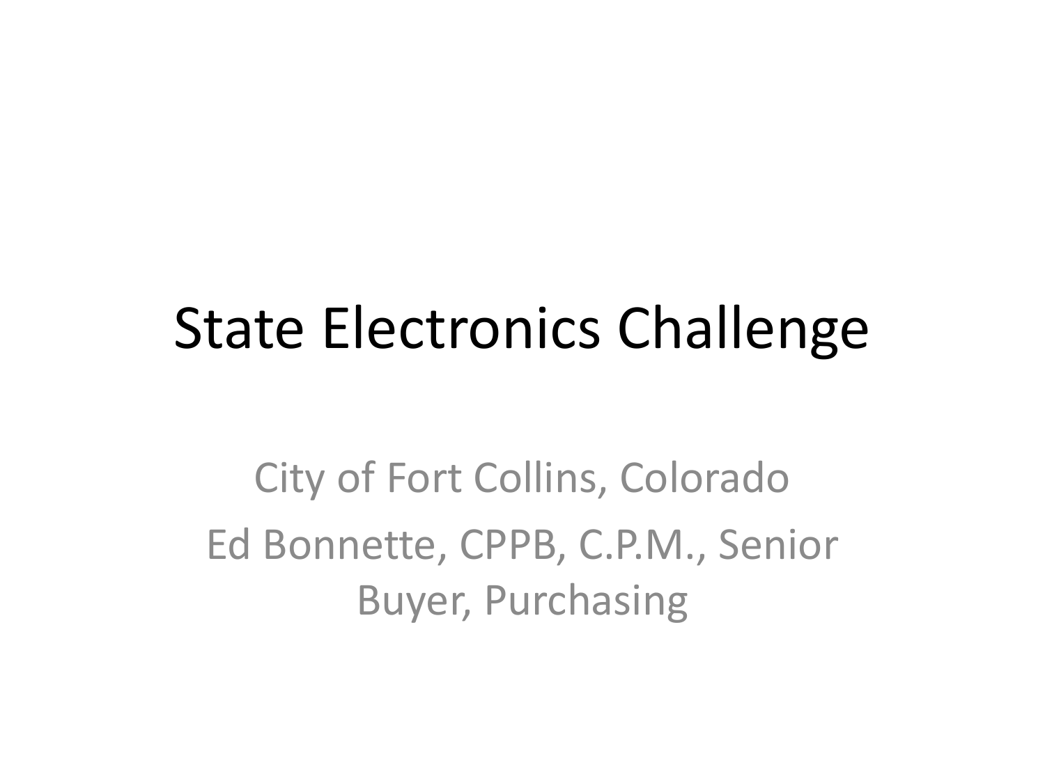# State Electronics Challenge

City of Fort Collins, Colorado

Ed Bonnette, CPPB, C.P.M., Senior Buyer, Purchasing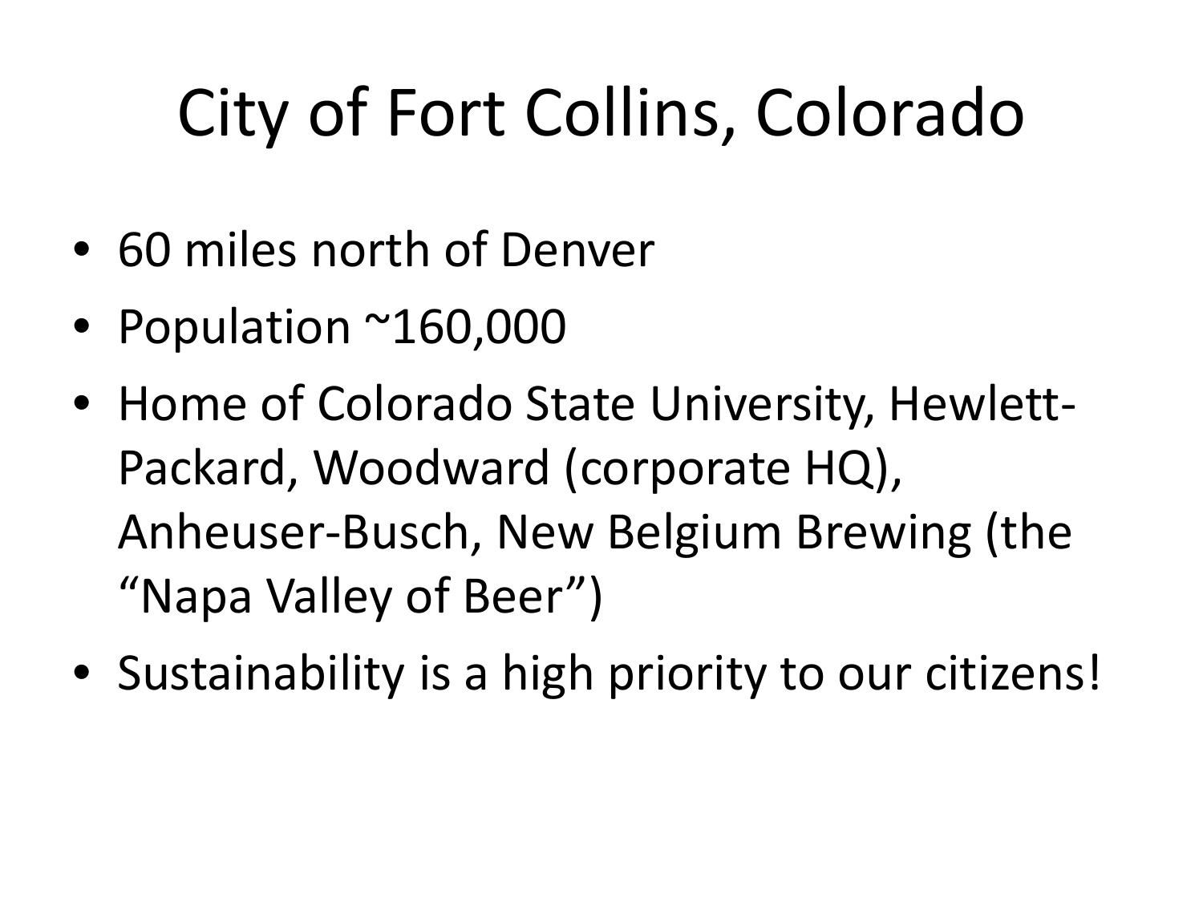# City of Fort Collins, Colorado

- 60 miles north of Denver
- Population ~160,000
- Home of Colorado State University, Hewlett-Packard, Woodward (corporate HQ), Anheuser-Busch, New Belgium Brewing (the "Napa Valley of Beer")
- Sustainability is a high priority to our citizens!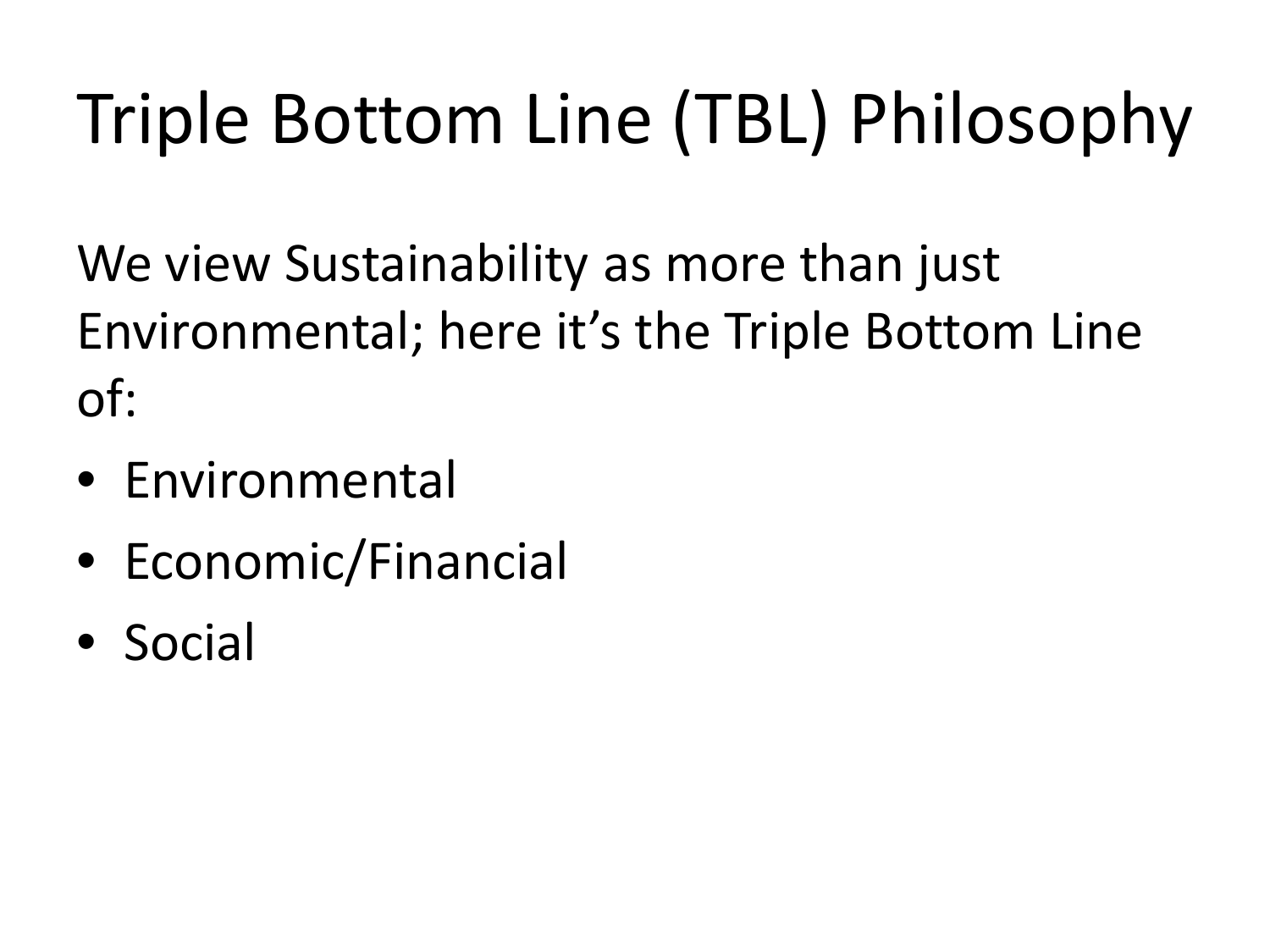# Triple Bottom Line (TBL) Philosophy

We view Sustainability as more than just Environmental; here it’s the Triple Bottom Line of:

- Environmental
- Economic/Financial
- Social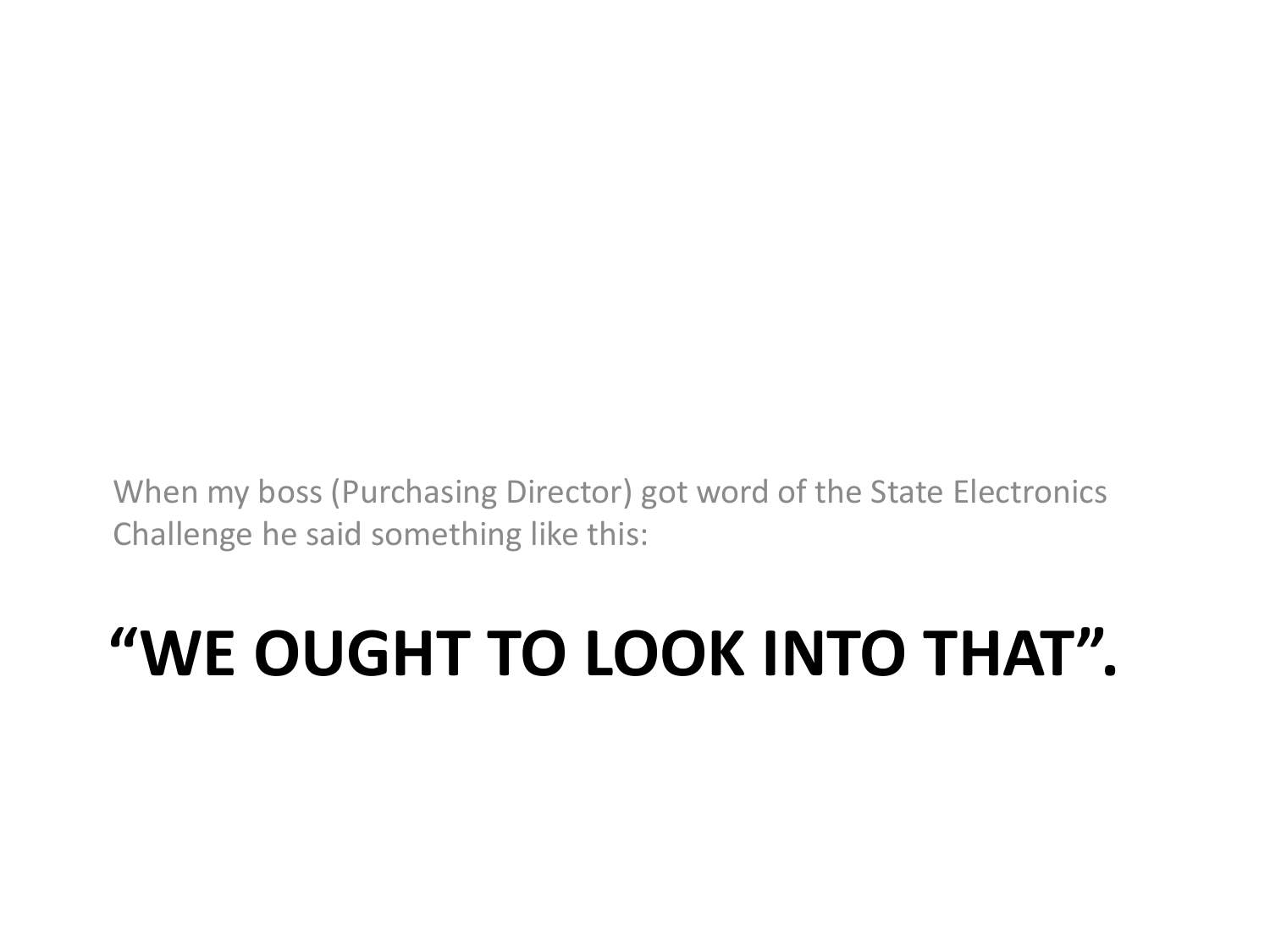When my boss (Purchasing Director) got word of the State Electronics Challenge he said something like this:

# "WE OUGHT TO LOOK INTO THAT".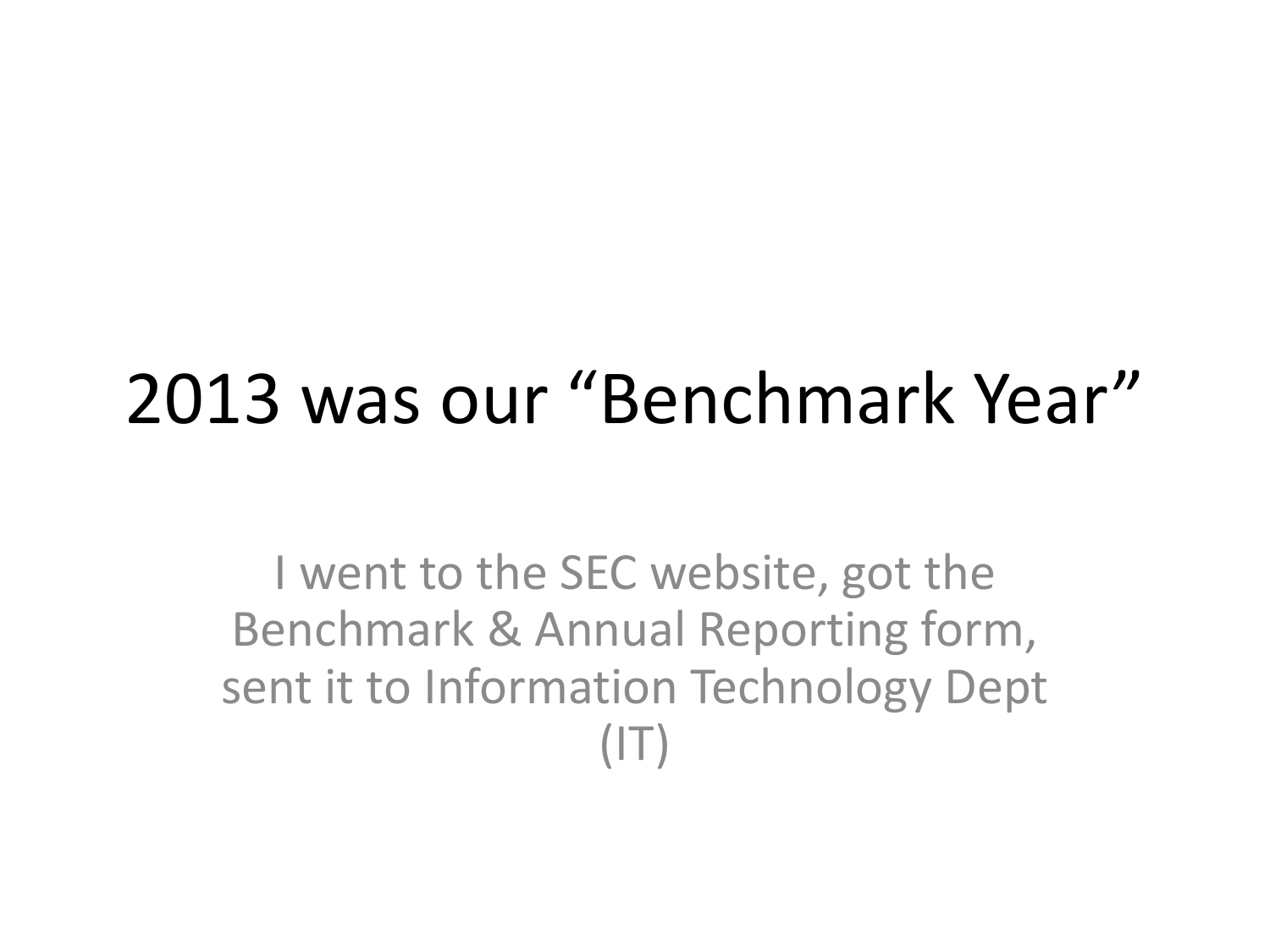# 2013 was our "Benchmark Year"

I went to the SEC website, got the Benchmark & Annual Reporting form, sent it to Information Technology Dept (IT)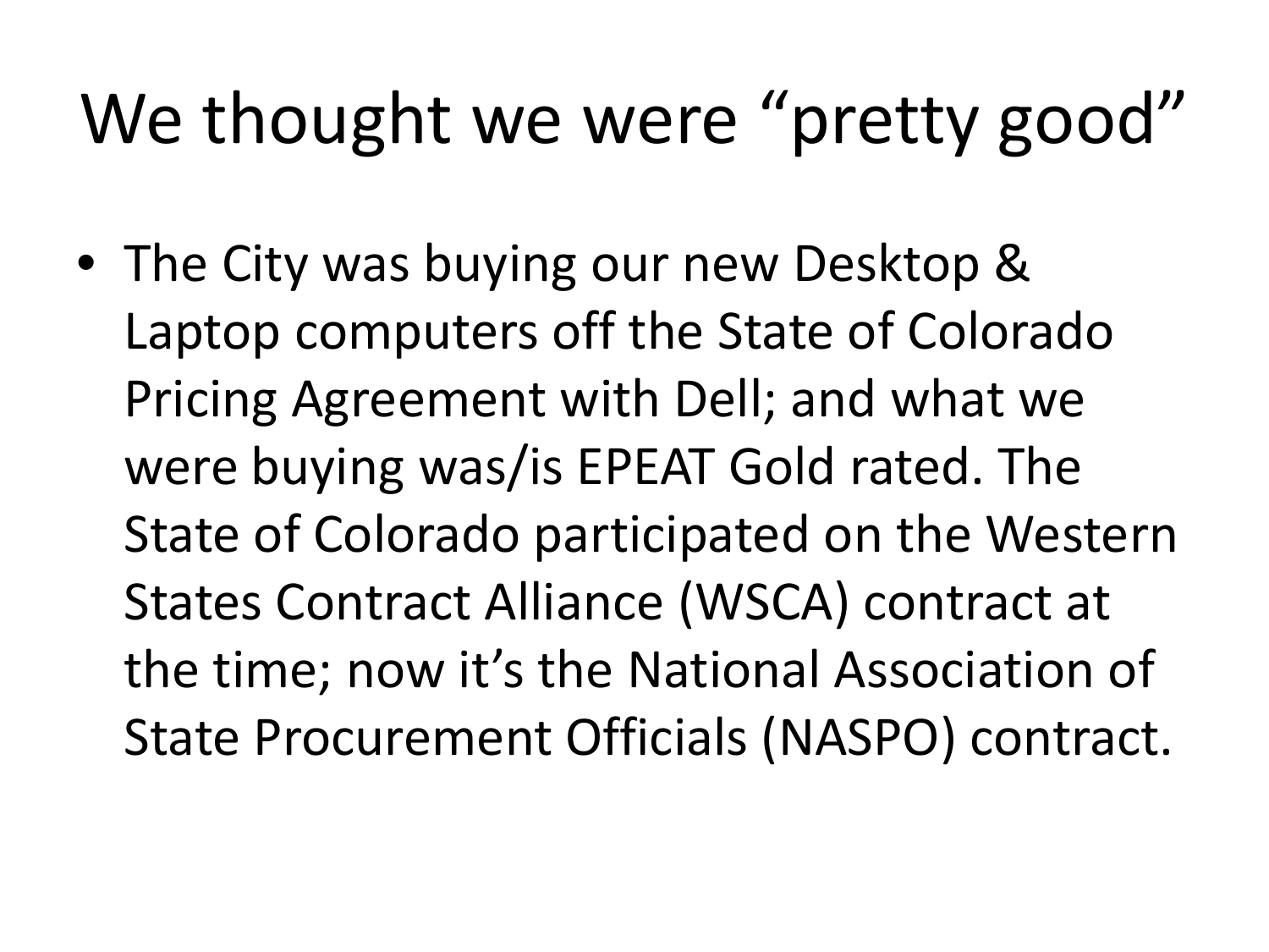# We thought we were "pretty good"

- The City was buying our new Desktop & Laptop computers off the State of Colorado Pricing Agreement with Dell; and what we were buying was/is EPEAT Gold rated. The State of Colorado participated on the Western States Contract Alliance (WSCA) contract at the time; now it's the National Association of State Procurement Officials (NASPO) contract.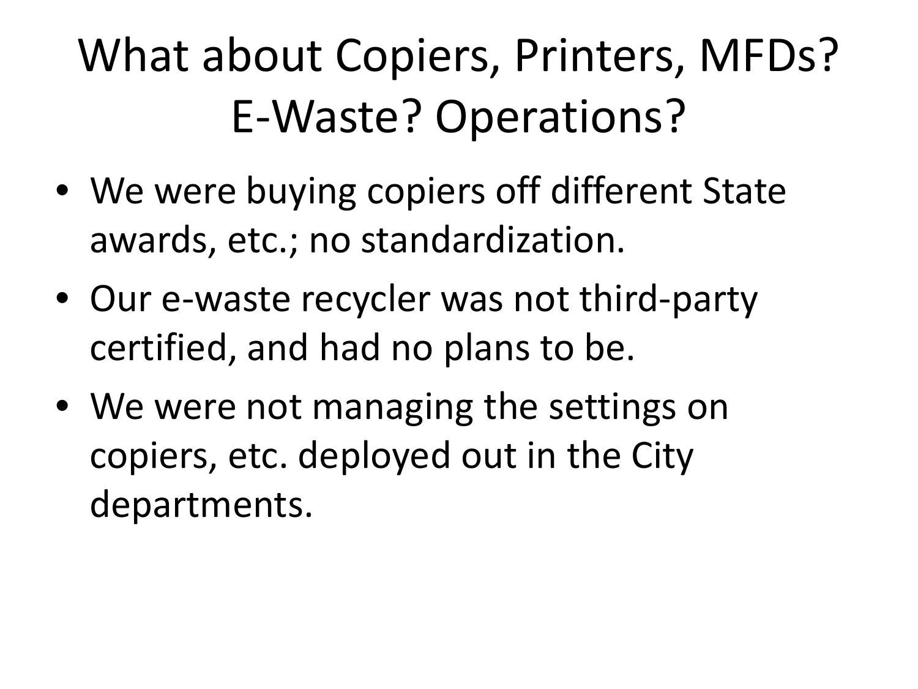# What about Copiers, Printers, MFDs? E-Waste? Operations?

- We were buying copiers off different State awards, etc.; no standardization.
- Our e-waste recycler was not third-party certified, and had no plans to be.
- We were not managing the settings on copiers, etc. deployed out in the City departments.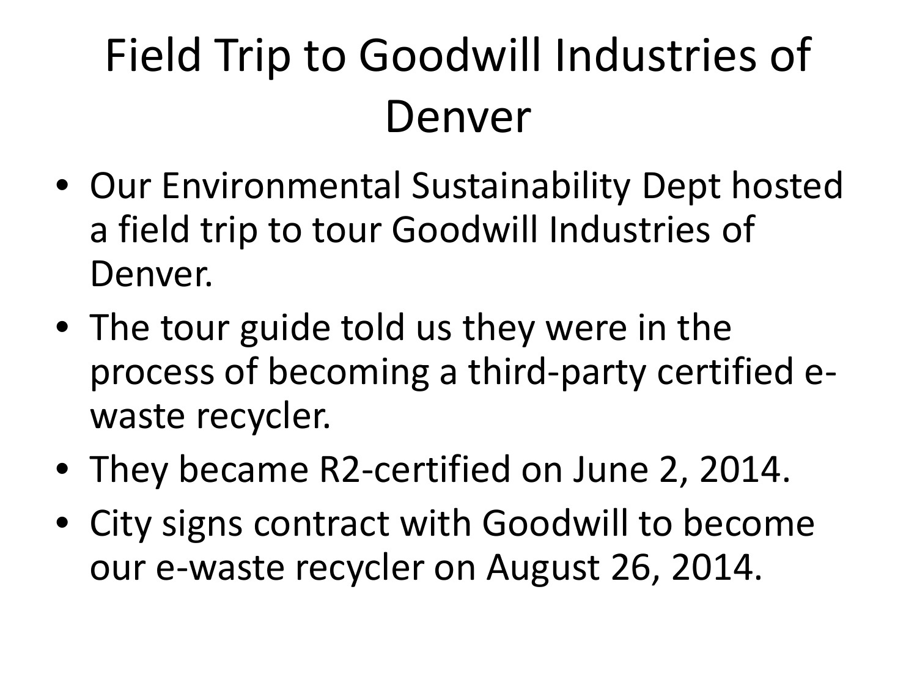# Field Trip to Goodwill Industries of Denver

- Our Environmental Sustainability Dept hosted a field trip to tour Goodwill Industries of Denver.
- The tour guide told us they were in the process of becoming a third-party certified e-waste recycler.
- They became R2-certified on June 2, 2014.
- City signs contract with Goodwill to become our e-waste recycler on August 26, 2014.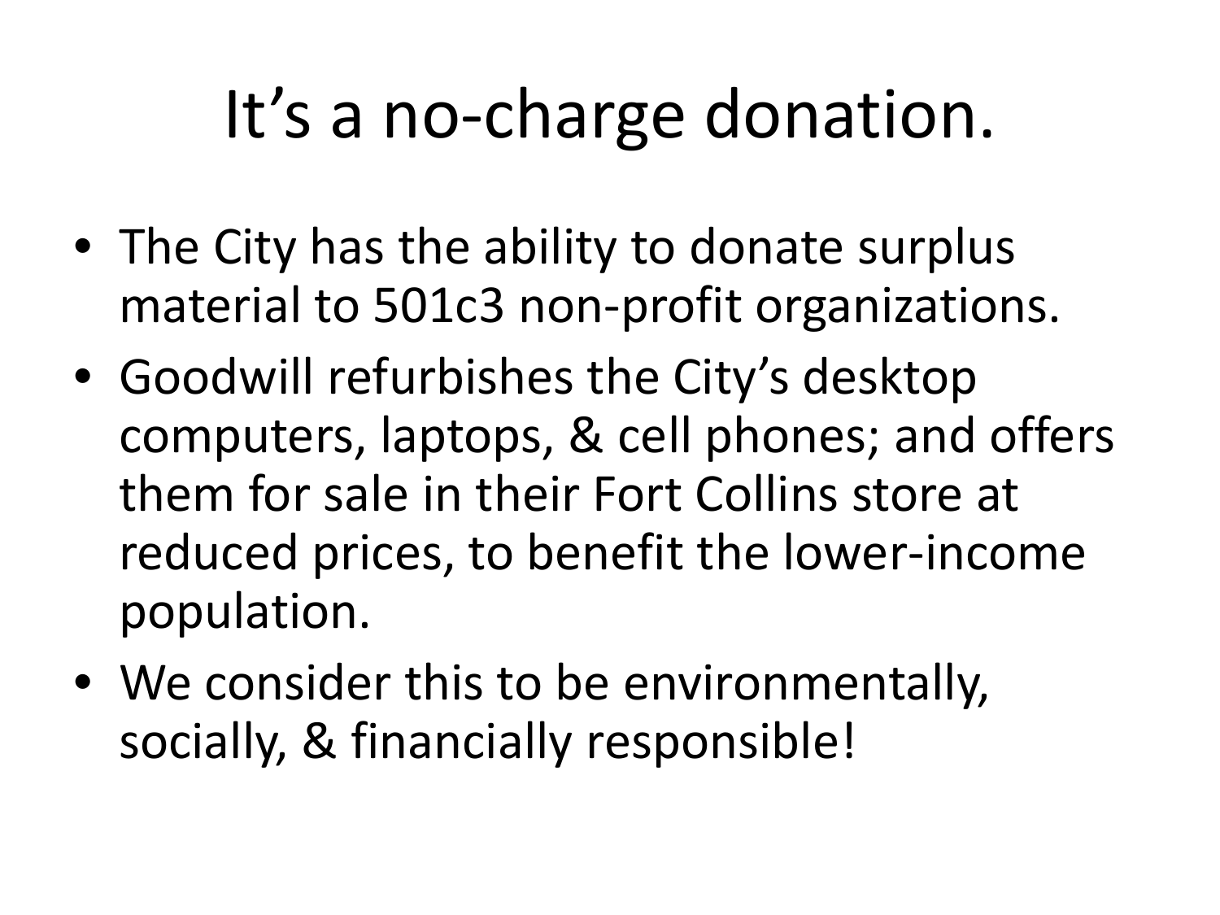# It’s a no-charge donation.

- The City has the ability to donate surplus material to 501c3 non-profit organizations.
- Goodwill refurbishes the City’s desktop computers, laptops, & cell phones; and offers them for sale in their Fort Collins store at reduced prices, to benefit the lower-income population.
- We consider this to be environmentally, socially, & financially responsible!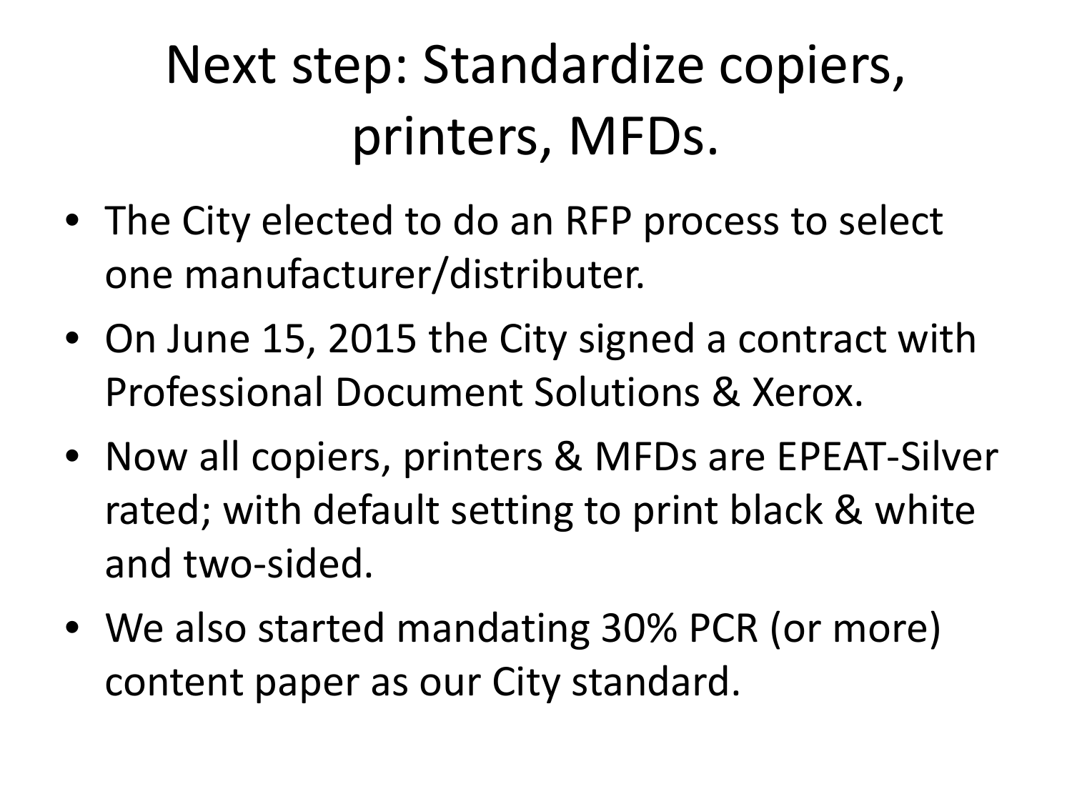# Next step: Standardize copiers, printers, MFDs.

- The City elected to do an RFP process to select one manufacturer/distributer.
- On June 15, 2015 the City signed a contract with Professional Document Solutions & Xerox.
- Now all copiers, printers & MFDs are EPEAT-Silver rated; with default setting to print black & white and two-sided.
- We also started mandating 30% PCR (or more) content paper as our City standard.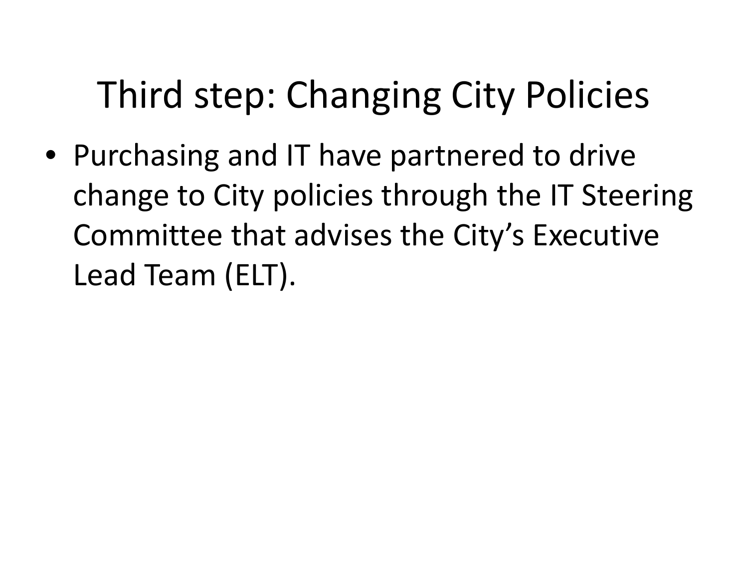# Third step: Changing City Policies

- Purchasing and IT have partnered to drive change to City policies through the IT Steering Committee that advises the City's Executive Lead Team (ELT).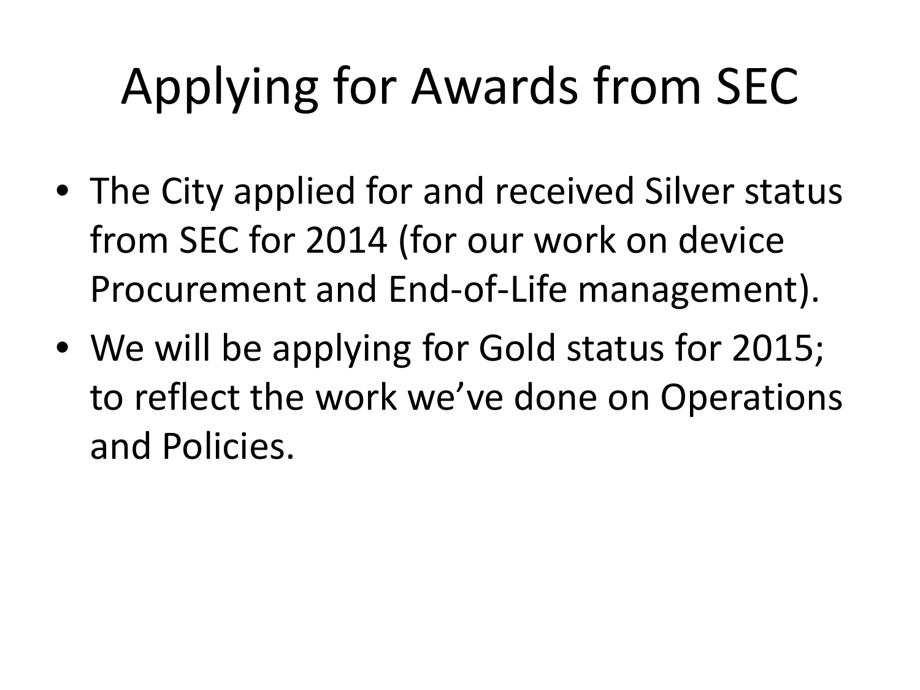# Applying for Awards from SEC

- The City applied for and received Silver status from SEC for 2014 (for our work on device Procurement and End-of-Life management).
- We will be applying for Gold status for 2015; to reflect the work we've done on Operations and Policies.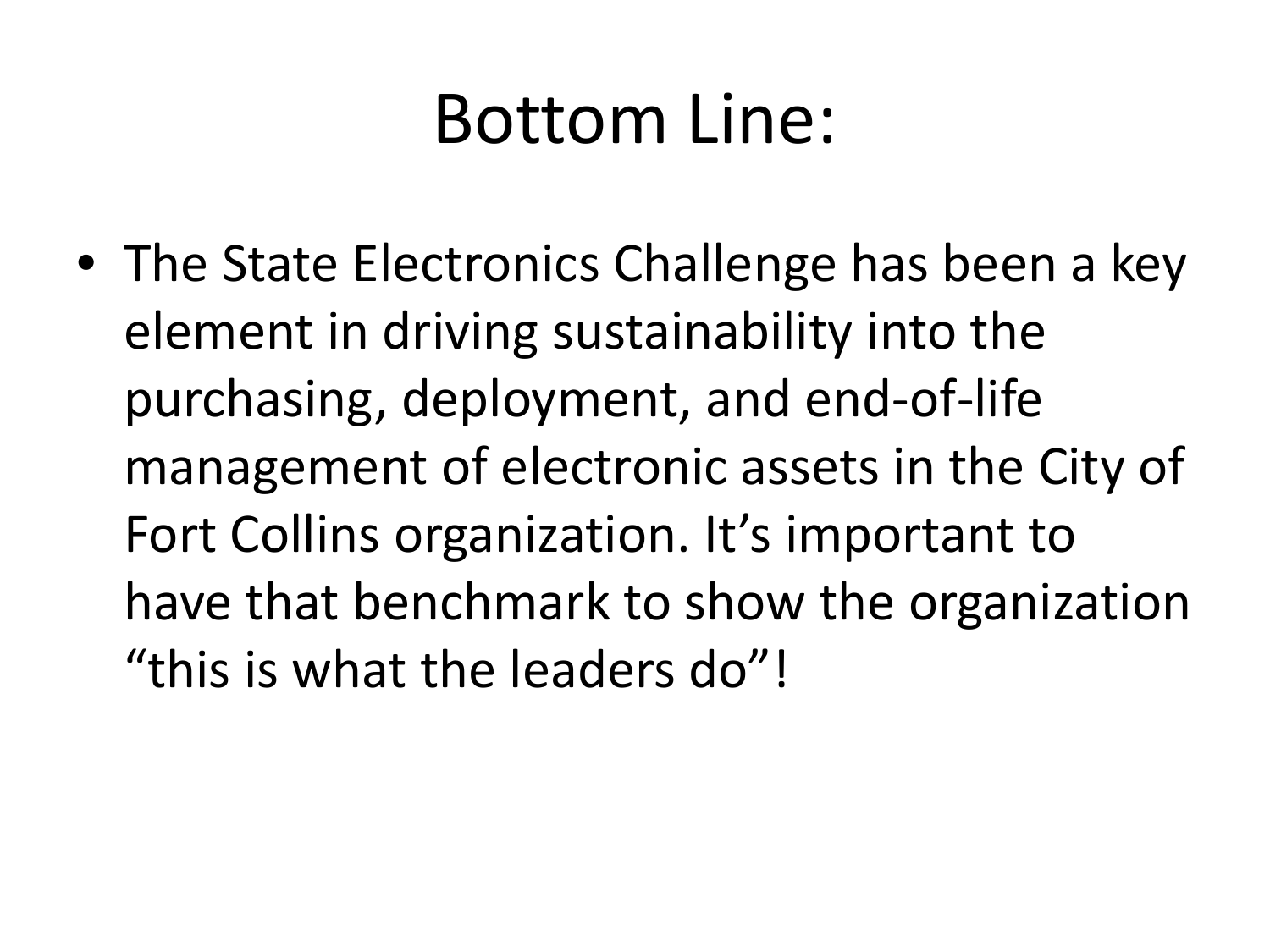# Bottom Line:

- The State Electronics Challenge has been a key element in driving sustainability into the purchasing, deployment, and end-of-life management of electronic assets in the City of Fort Collins organization. It's important to have that benchmark to show the organization "this is what the leaders do"!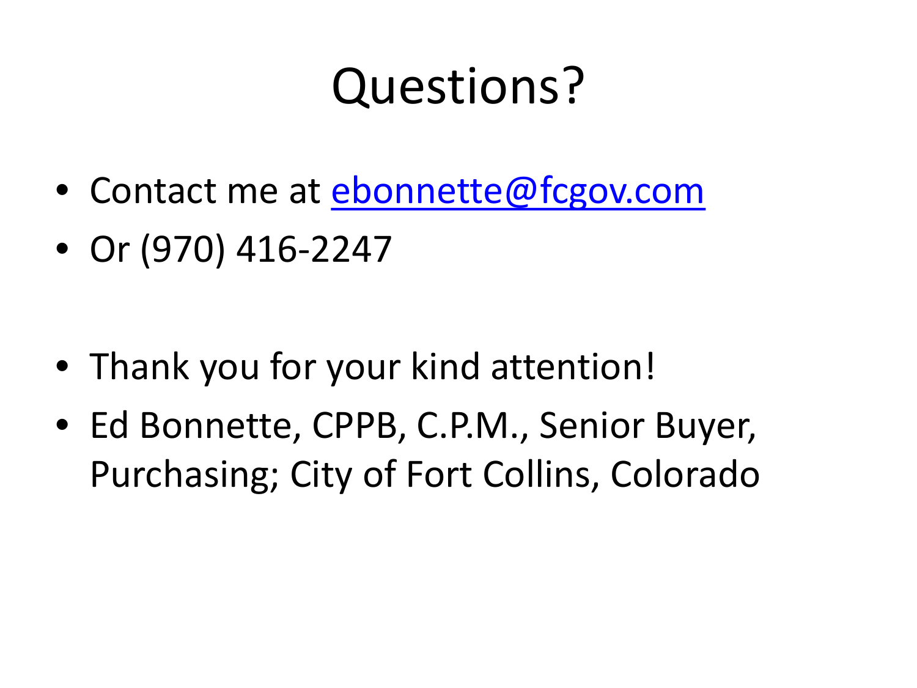# Questions?

- Contact me at ebonnette@fcgov.com
- Or (970) 416-2247

- Thank you for your kind attention!
- Ed Bonnette, CPPB, C.P.M., Senior Buyer, Purchasing; City of Fort Collins, Colorado